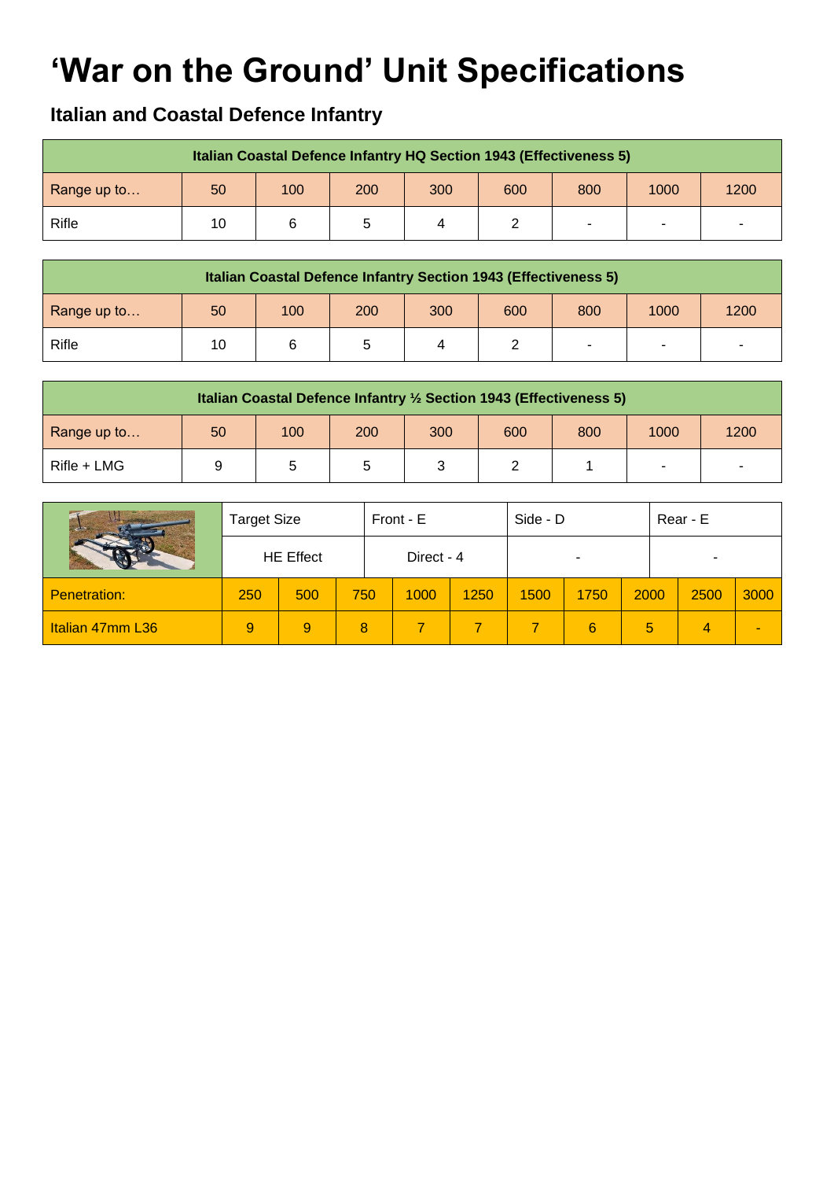# 'War on the Ground' Unit Specifications

## Italian and Coastal Defence Infantry

| Italian Coastal Defence Infantry HQ Section 1943 (Effectiveness 5) | | | | | | | | |
|---|---|---|---|---|---|---|---|---|
| Range up to… | 50 | 100 | 200 | 300 | 600 | 800 | 1000 | 1200 |
| Rifle | 10 | 6 | 5 | 4 | 2 | - | - | - |

| Italian Coastal Defence Infantry Section 1943 (Effectiveness 5) | | | | | | | | |
|---|---|---|---|---|---|---|---|---|
| Range up to… | 50 | 100 | 200 | 300 | 600 | 800 | 1000 | 1200 |
| Rifle | 10 | 6 | 5 | 4 | 2 | - | - | - |

| Italian Coastal Defence Infantry ½ Section 1943 (Effectiveness 5) | | | | | | | | |
|---|---|---|---|---|---|---|---|---|
| Range up to… | 50 | 100 | 200 | 300 | 600 | 800 | 1000 | 1200 |
| Rifle + LMG | 9 | 5 | 5 | 3 | 2 | 1 | - | - |

| | Target Size | | Front - E | | Side - D | | | Rear - E | |
|---|---|---|---|---|---|---|---|---|---|
| | HE Effect | | Direct - 4 | | - | | | - | |
| Penetration: | 250 | 500 | 750 | 1000 | 1250 | 1500 | 1750 | 2000 | 2500 | 3000 |
| Italian 47mm L36 | 9 | 9 | 8 | 7 | 7 | 7 | 6 | 5 | 4 | - |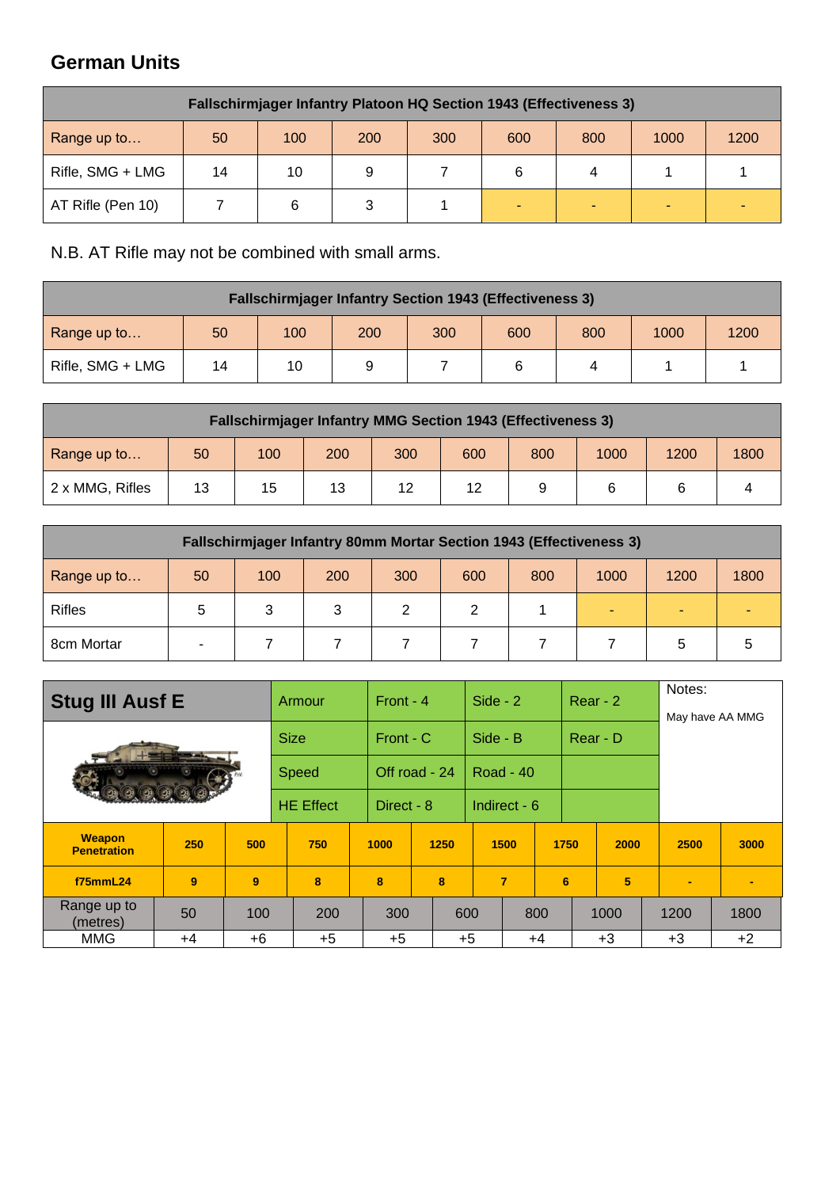## German Units

| Fallschirmjager Infantry Platoon HQ Section 1943 (Effectiveness 3) | | | | | | | | |
|---|---|---|---|---|---|---|---|---|
| Range up to… | 50 | 100 | 200 | 300 | 600 | 800 | 1000 | 1200 |
| Rifle, SMG + LMG | 14 | 10 | 9 | 7 | 6 | 4 | 1 | 1 |
| AT Rifle (Pen 10) | 7 | 6 | 3 | 1 | - | - | - | - |

N.B. AT Rifle may not be combined with small arms.

| Fallschirmjager Infantry Section 1943 (Effectiveness 3) | | | | | | | | |
|---|---|---|---|---|---|---|---|---|
| Range up to… | 50 | 100 | 200 | 300 | 600 | 800 | 1000 | 1200 |
| Rifle, SMG + LMG | 14 | 10 | 9 | 7 | 6 | 4 | 1 | 1 |

| Fallschirmjager Infantry MMG Section 1943 (Effectiveness 3) | | | | | | | | | |
|---|---|---|---|---|---|---|---|---|---|
| Range up to… | 50 | 100 | 200 | 300 | 600 | 800 | 1000 | 1200 | 1800 |
| 2 x MMG, Rifles | 13 | 15 | 13 | 12 | 12 | 9 | 6 | 6 | 4 |

| Fallschirmjager Infantry 80mm Mortar Section 1943 (Effectiveness 3) | | | | | | | | | |
|---|---|---|---|---|---|---|---|---|---|
| Range up to… | 50 | 100 | 200 | 300 | 600 | 800 | 1000 | 1200 | 1800 |
| Rifles | 5 | 3 | 3 | 2 | 2 | 1 | - | - | - |
| 8cm Mortar | - | 7 | 7 | 7 | 7 | 7 | 7 | 5 | 5 |

| Stug III Ausf E | Armour | Front - 4 | Side - 2 | Rear - 2 | Notes: May have AA MMG |
|---|---|---|---|---|---|
| | Size | Front - C | Side - B | Rear - D | |
| | Speed | Off road - 24 | Road - 40 | | |
| | HE Effect | Direct - 8 | Indirect - 6 | | |

| Weapon Penetration | 250 | 500 | 750 | 1000 | 1250 | 1500 | 1750 | 2000 | 2500 | 3000 |
|---|---|---|---|---|---|---|---|---|---|---|
| f75mmL24 | 9 | 9 | 8 | 8 | 8 | 7 | 6 | 5 | - | - |

| Range up to (metres) | 50 | 100 | 200 | 300 | 600 | 800 | 1000 | 1200 | 1800 |
|---|---|---|---|---|---|---|---|---|---|
| MMG | +4 | +6 | +5 | +5 | +5 | +4 | +3 | +3 | +2 |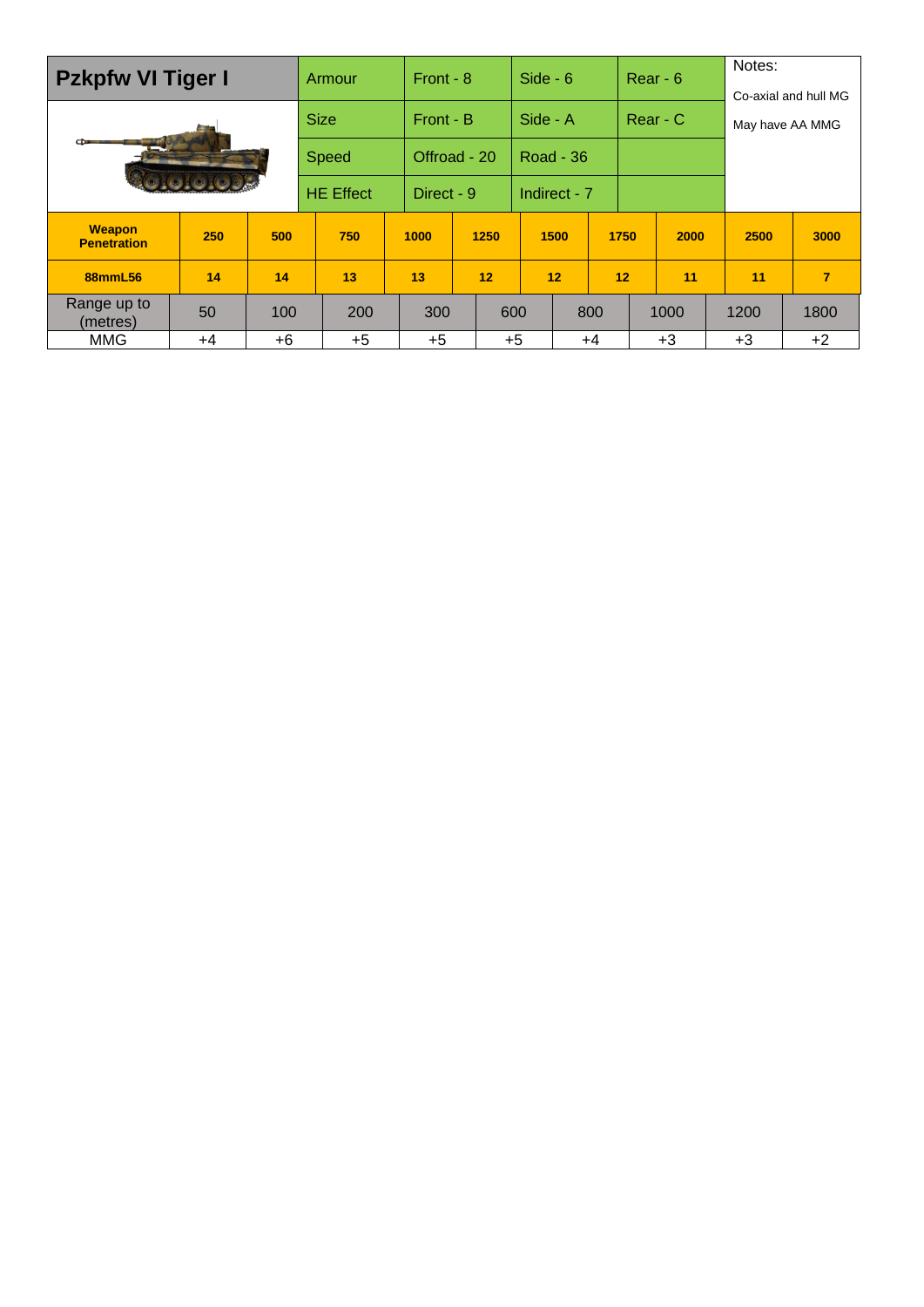| Pzkpfw VI Tiger I | Armour | Front - 8 | Side - 6 | Rear - 6 | Notes: Co-axial and hull MG May have AA MMG |
|---|---|---|---|---|---|
| | Size | Front - B | Side - A | Rear - C | |
| | Speed | Offroad - 20 | Road - 36 | | |
| | HE Effect | Direct - 9 | Indirect - 7 | | |

| **Weapon Penetration** | **250** | **500** | **750** | **1000** | **1250** | **1500** | **1750** | **2000** | **2500** | **3000** |
|---|---|---|---|---|---|---|---|---|---|---|
| **88mmL56** | **14** | **14** | **13** | **13** | **12** | **12** | **12** | **11** | **11** | **7** |

| Range up to (metres) | 50 | 100 | 200 | 300 | 600 | 800 | 1000 | 1200 | 1800 |
|---|---|---|---|---|---|---|---|---|---|
| MMG | +4 | +6 | +5 | +5 | +5 | +4 | +3 | +3 | +2 |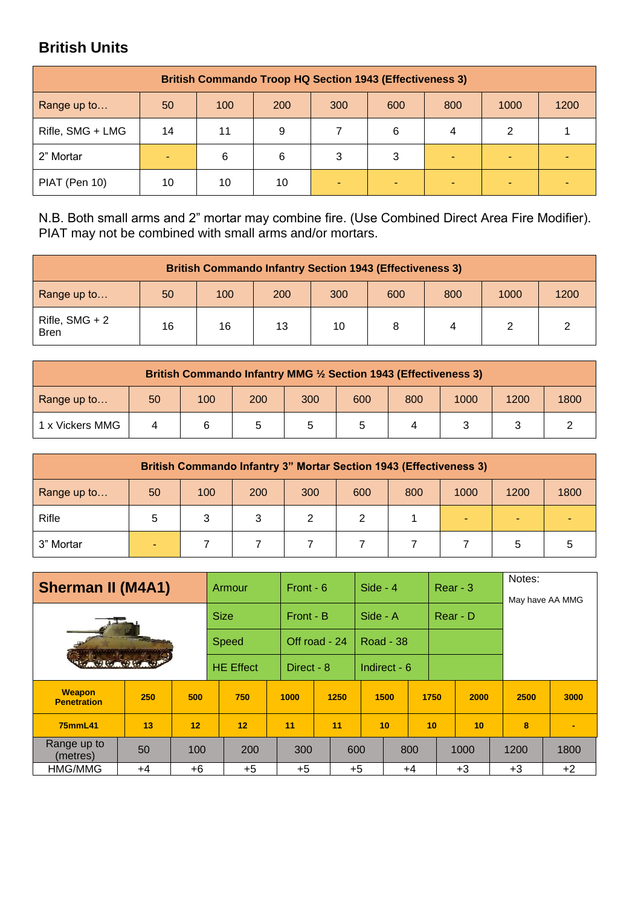## British Units

| British Commando Troop HQ Section 1943 (Effectiveness 3) | | | | | | | | |
|---|---|---|---|---|---|---|---|---|
| Range up to… | 50 | 100 | 200 | 300 | 600 | 800 | 1000 | 1200 |
| Rifle, SMG + LMG | 14 | 11 | 9 | 7 | 6 | 4 | 2 | 1 |
| 2" Mortar | - | 6 | 6 | 3 | 3 | - | - | - |
| PIAT (Pen 10) | 10 | 10 | 10 | - | - | - | - | - |

N.B. Both small arms and 2" mortar may combine fire. (Use Combined Direct Area Fire Modifier). PIAT may not be combined with small arms and/or mortars.

| British Commando Infantry Section 1943 (Effectiveness 3) | | | | | | | | |
|---|---|---|---|---|---|---|---|---|
| Range up to… | 50 | 100 | 200 | 300 | 600 | 800 | 1000 | 1200 |
| Rifle, SMG + 2 Bren | 16 | 16 | 13 | 10 | 8 | 4 | 2 | 2 |

| British Commando Infantry MMG ½ Section 1943 (Effectiveness 3) | | | | | | | | | |
|---|---|---|---|---|---|---|---|---|---|
| Range up to… | 50 | 100 | 200 | 300 | 600 | 800 | 1000 | 1200 | 1800 |
| 1 x Vickers MMG | 4 | 6 | 5 | 5 | 5 | 4 | 3 | 3 | 2 |

| British Commando Infantry 3" Mortar Section 1943 (Effectiveness 3) | | | | | | | | | |
|---|---|---|---|---|---|---|---|---|---|
| Range up to… | 50 | 100 | 200 | 300 | 600 | 800 | 1000 | 1200 | 1800 |
| Rifle | 5 | 3 | 3 | 2 | 2 | 1 | - | - | - |
| 3" Mortar | - | 7 | 7 | 7 | 7 | 7 | 7 | 5 | 5 |

**Sherman II (M4A1)**

| | | | | Notes: |
|---|---|---|---|---|
| Armour | Front - 6 | Side - 4 | Rear - 3 | May have AA MMG |
| Size | Front - B | Side - A | Rear - D | |
| Speed | Off road - 24 | Road - 38 | | |
| HE Effect | Direct - 8 | Indirect - 6 | | |

| Weapon Penetration | 250 | 500 | 750 | 1000 | 1250 | 1500 | 1750 | 2000 | 2500 | 3000 |
|---|---|---|---|---|---|---|---|---|---|---|
| 75mmL41 | 13 | 12 | 12 | 11 | 11 | 10 | 10 | 10 | 8 | - |

| Range up to (metres) | 50 | 100 | 200 | 300 | 600 | 800 | 1000 | 1200 | 1800 |
|---|---|---|---|---|---|---|---|---|---|
| HMG/MMG | +4 | +6 | +5 | +5 | +5 | +4 | +3 | +3 | +2 |